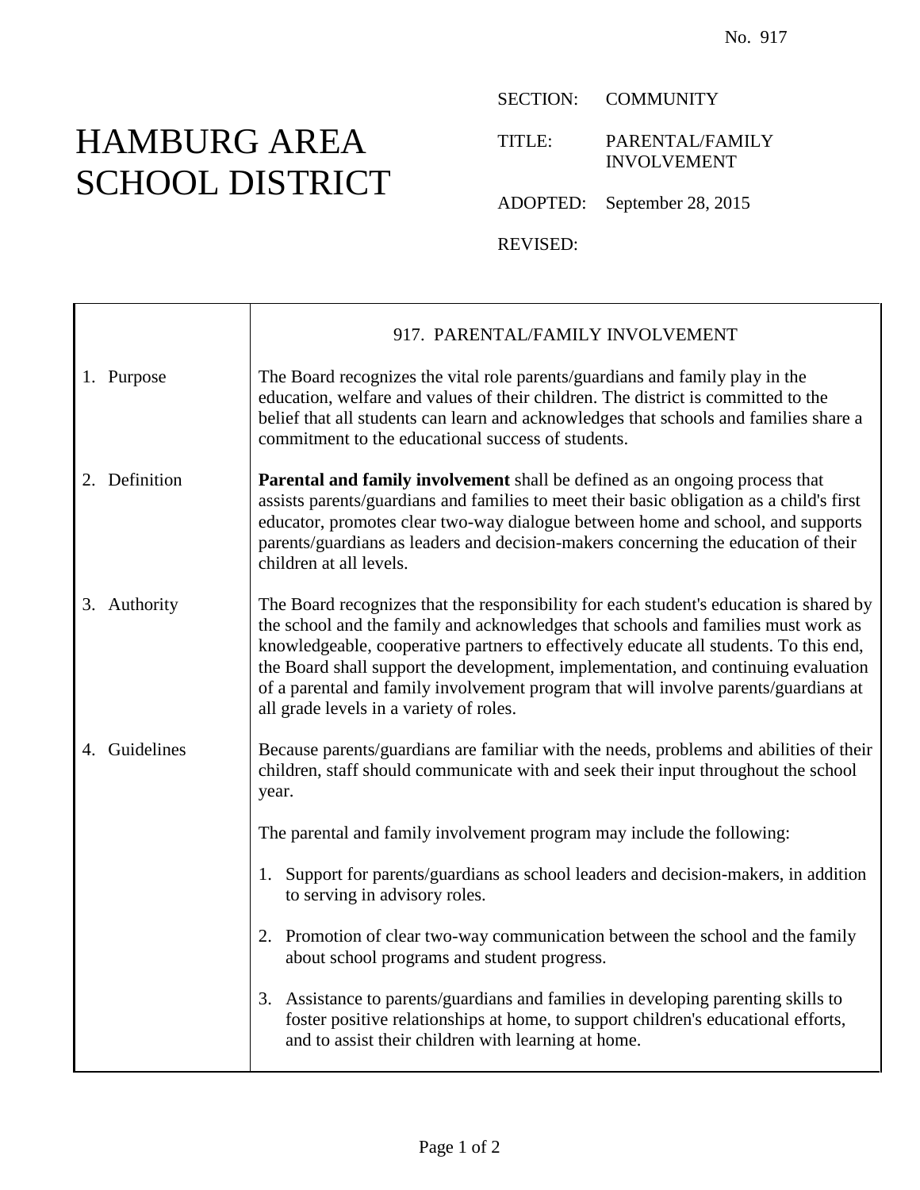No. 917

# HAMBURG AREA SCHOOL DISTRICT

SECTION: COMMUNITY

TITLE: PARENTAL/FAMILY INVOLVEMENT

ADOPTED: September 28, 2015

REVISED:

## 917. PARENTAL/FAMILY INVOLVEMENT

### 1. Purpose

The Board recognizes the vital role parents/guardians and family play in the education, welfare and values of their children. The district is committed to the belief that all students can learn and acknowledges that schools and families share a commitment to the educational success of students.

### 2. Definition

**Parental and family involvement** shall be defined as an ongoing process that assists parents/guardians and families to meet their basic obligation as a child's first educator, promotes clear two-way dialogue between home and school, and supports parents/guardians as leaders and decision-makers concerning the education of their children at all levels.

### 3. Authority

The Board recognizes that the responsibility for each student's education is shared by the school and the family and acknowledges that schools and families must work as knowledgeable, cooperative partners to effectively educate all students. To this end, the Board shall support the development, implementation, and continuing evaluation of a parental and family involvement program that will involve parents/guardians at all grade levels in a variety of roles.

### 4. Guidelines

Because parents/guardians are familiar with the needs, problems and abilities of their children, staff should communicate with and seek their input throughout the school year.

The parental and family involvement program may include the following:

1. Support for parents/guardians as school leaders and decision-makers, in addition to serving in advisory roles.

2. Promotion of clear two-way communication between the school and the family about school programs and student progress.

3. Assistance to parents/guardians and families in developing parenting skills to foster positive relationships at home, to support children's educational efforts, and to assist their children with learning at home.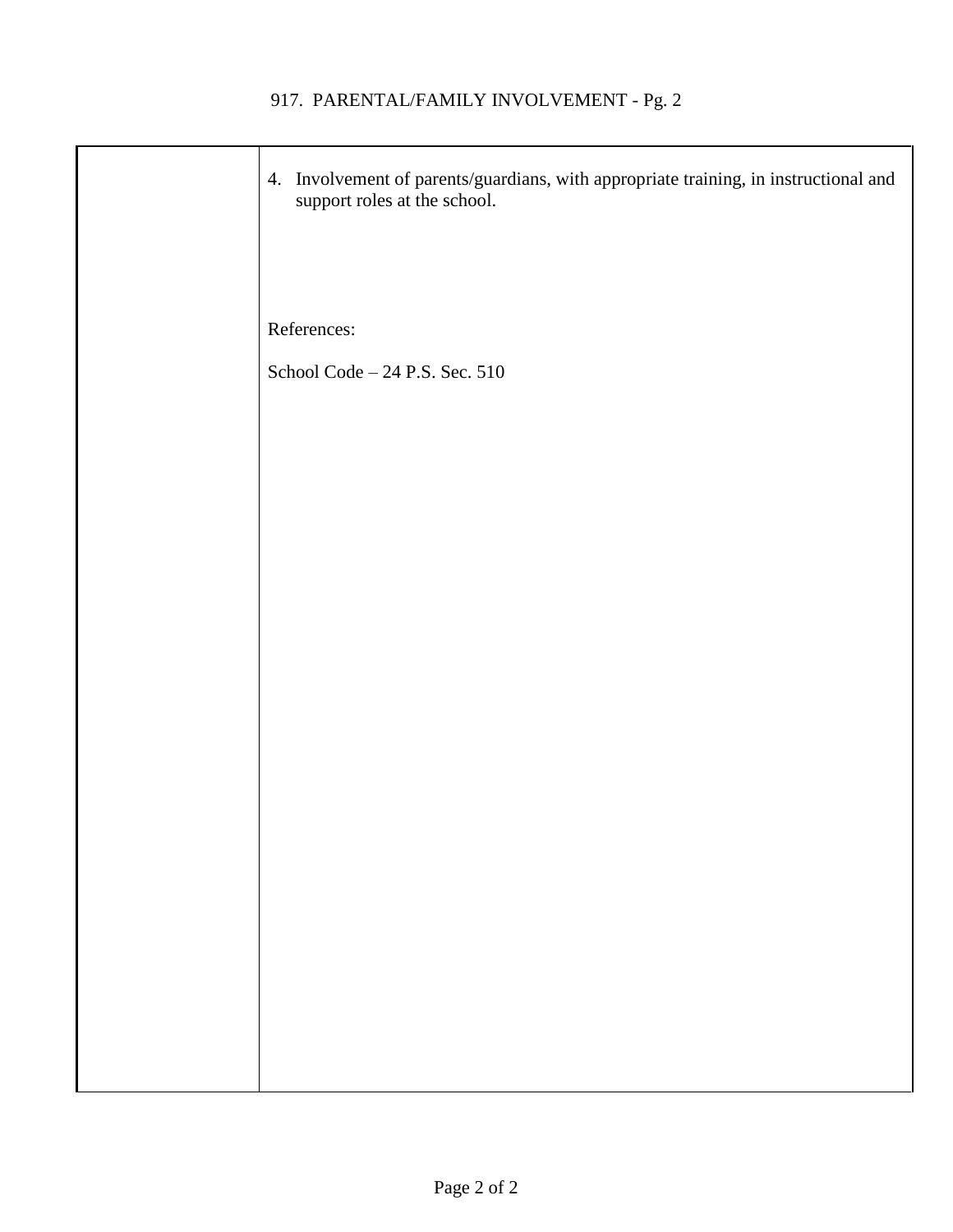4. Involvement of parents/guardians, with appropriate training, in instructional and support roles at the school.

References:

School Code – 24 P.S. Sec. 510